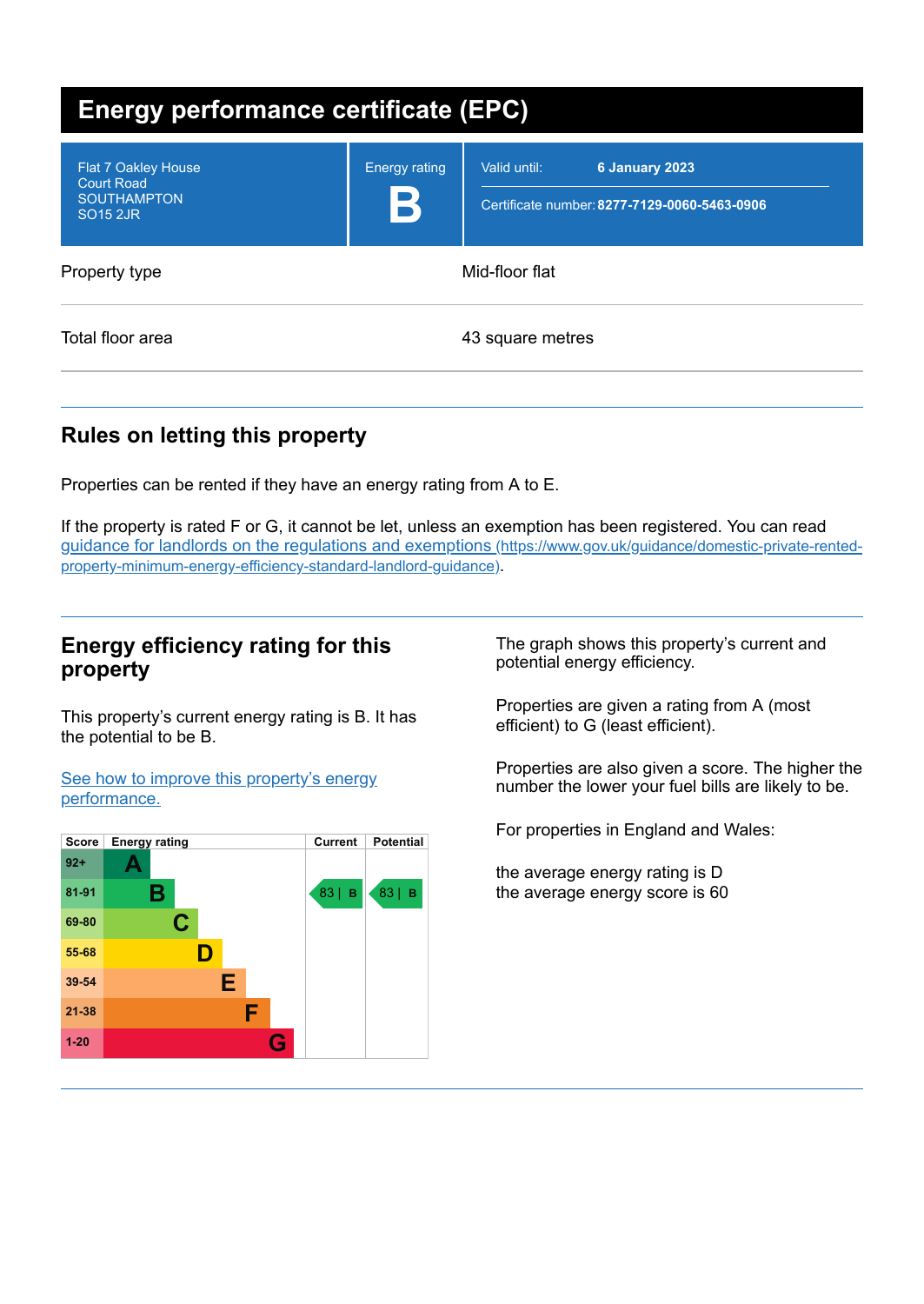# Energy performance certificate (EPC)

| Flat 7 Oakley House<br>Court Road<br>SOUTHAMPTON<br>SO15 2JR | Energy rating<br>**B** | Valid until: **6 January 2023**<br>Certificate number: **8277-7129-0060-5463-0906** |
|---|---|---|

| | |
|---|---|
| Property type | Mid-floor flat |
| Total floor area | 43 square metres |

## Rules on letting this property

Properties can be rented if they have an energy rating from A to E.

If the property is rated F or G, it cannot be let, unless an exemption has been registered. You can read [guidance for landlords on the regulations and exemptions (https://www.gov.uk/guidance/domestic-private-rented-property-minimum-energy-efficiency-standard-landlord-guidance)](https://www.gov.uk/guidance/domestic-private-rented-property-minimum-energy-efficiency-standard-landlord-guidance).

## Energy efficiency rating for this property

This property's current energy rating is B. It has the potential to be B.

[See how to improve this property's energy performance.]()

| Score | Energy rating | Current | Potential |
|---|---|---|---|
| 92+ | A | | |
| 81-91 | B | 83 \| B | 83 \| B |
| 69-80 | C | | |
| 55-68 | D | | |
| 39-54 | E | | |
| 21-38 | F | | |
| 1-20 | G | | |

The graph shows this property's current and potential energy efficiency.

Properties are given a rating from A (most efficient) to G (least efficient).

Properties are also given a score. The higher the number the lower your fuel bills are likely to be.

For properties in England and Wales:

the average energy rating is D
the average energy score is 60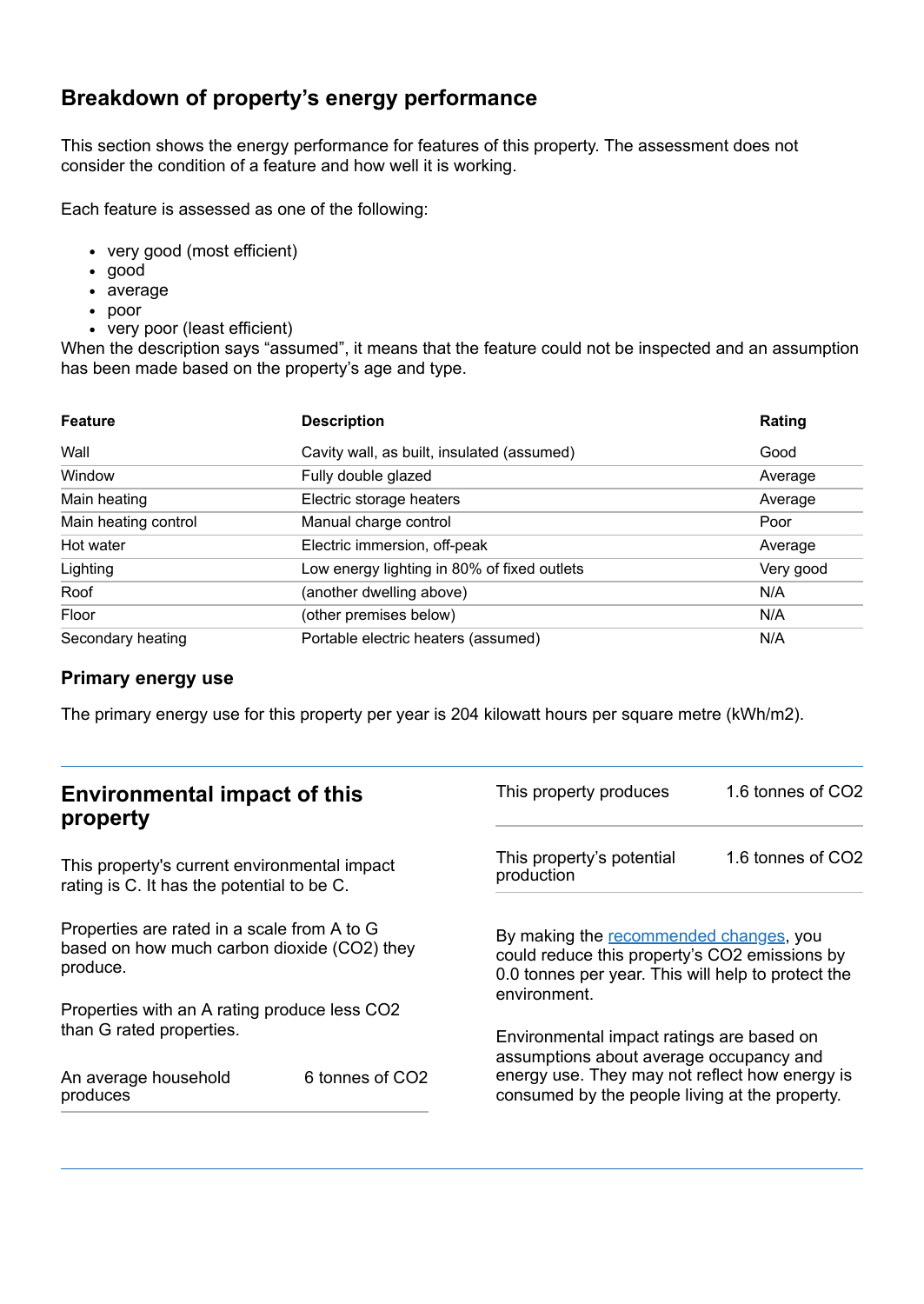## Breakdown of property's energy performance

This section shows the energy performance for features of this property. The assessment does not consider the condition of a feature and how well it is working.

Each feature is assessed as one of the following:

- very good (most efficient)
- good
- average
- poor
- very poor (least efficient)

When the description says "assumed", it means that the feature could not be inspected and an assumption has been made based on the property's age and type.

| Feature | Description | Rating |
|---|---|---|
| Wall | Cavity wall, as built, insulated (assumed) | Good |
| Window | Fully double glazed | Average |
| Main heating | Electric storage heaters | Average |
| Main heating control | Manual charge control | Poor |
| Hot water | Electric immersion, off-peak | Average |
| Lighting | Low energy lighting in 80% of fixed outlets | Very good |
| Roof | (another dwelling above) | N/A |
| Floor | (other premises below) | N/A |
| Secondary heating | Portable electric heaters (assumed) | N/A |

### Primary energy use

The primary energy use for this property per year is 204 kilowatt hours per square metre (kWh/m2).

## Environmental impact of this property

This property's current environmental impact rating is C. It has the potential to be C.

Properties are rated in a scale from A to G based on how much carbon dioxide ($CO_2$) they produce.

Properties with an A rating produce less $CO_2$ than G rated properties.

| | |
|---|---|
| An average household produces | 6 tonnes of $CO_2$ |
| This property produces | 1.6 tonnes of $CO_2$ |
| This property's potential production | 1.6 tonnes of $CO_2$ |

By making the recommended changes, you could reduce this property's $CO_2$ emissions by 0.0 tonnes per year. This will help to protect the environment.

Environmental impact ratings are based on assumptions about average occupancy and energy use. They may not reflect how energy is consumed by the people living at the property.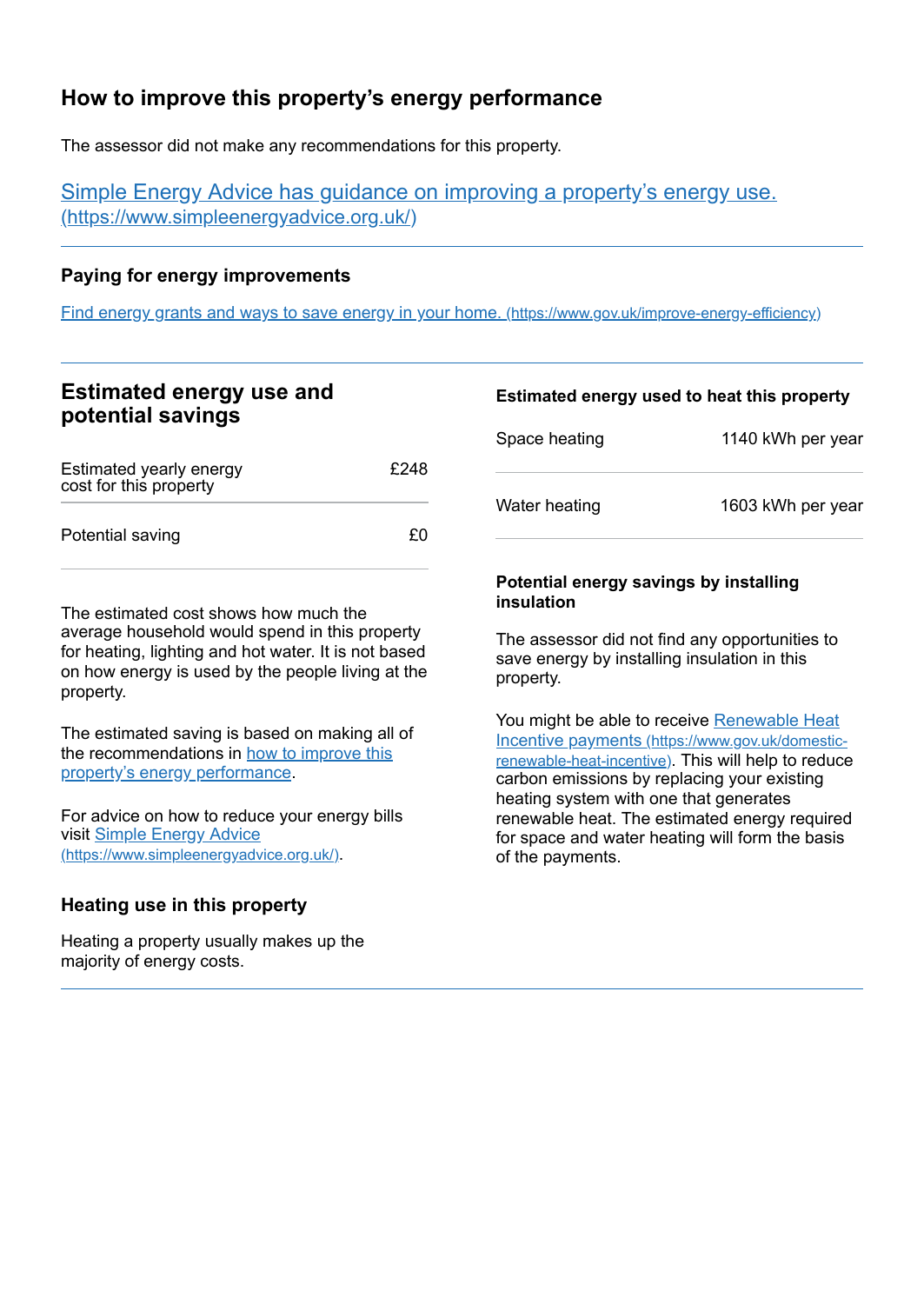## How to improve this property's energy performance

The assessor did not make any recommendations for this property.

[Simple Energy Advice has guidance on improving a property's energy use. (https://www.simpleenergyadvice.org.uk/)](https://www.simpleenergyadvice.org.uk/)

### Paying for energy improvements

[Find energy grants and ways to save energy in your home. (https://www.gov.uk/improve-energy-efficiency)](https://www.gov.uk/improve-energy-efficiency)

## Estimated energy use and potential savings

| | |
|---|---|
| Estimated yearly energy cost for this property | £248 |
| Potential saving | £0 |

The estimated cost shows how much the average household would spend in this property for heating, lighting and hot water. It is not based on how energy is used by the people living at the property.

The estimated saving is based on making all of the recommendations in [how to improve this property's energy performance](#how-to-improve-this-propertys-energy-performance).

For advice on how to reduce your energy bills visit [Simple Energy Advice (https://www.simpleenergyadvice.org.uk/)](https://www.simpleenergyadvice.org.uk/).

### Heating use in this property

Heating a property usually makes up the majority of energy costs.

### Estimated energy used to heat this property

| | |
|---|---|
| Space heating | 1140 kWh per year |
| Water heating | 1603 kWh per year |

### Potential energy savings by installing insulation

The assessor did not find any opportunities to save energy by installing insulation in this property.

You might be able to receive [Renewable Heat Incentive payments (https://www.gov.uk/domestic-renewable-heat-incentive)](https://www.gov.uk/domestic-renewable-heat-incentive). This will help to reduce carbon emissions by replacing your existing heating system with one that generates renewable heat. The estimated energy required for space and water heating will form the basis of the payments.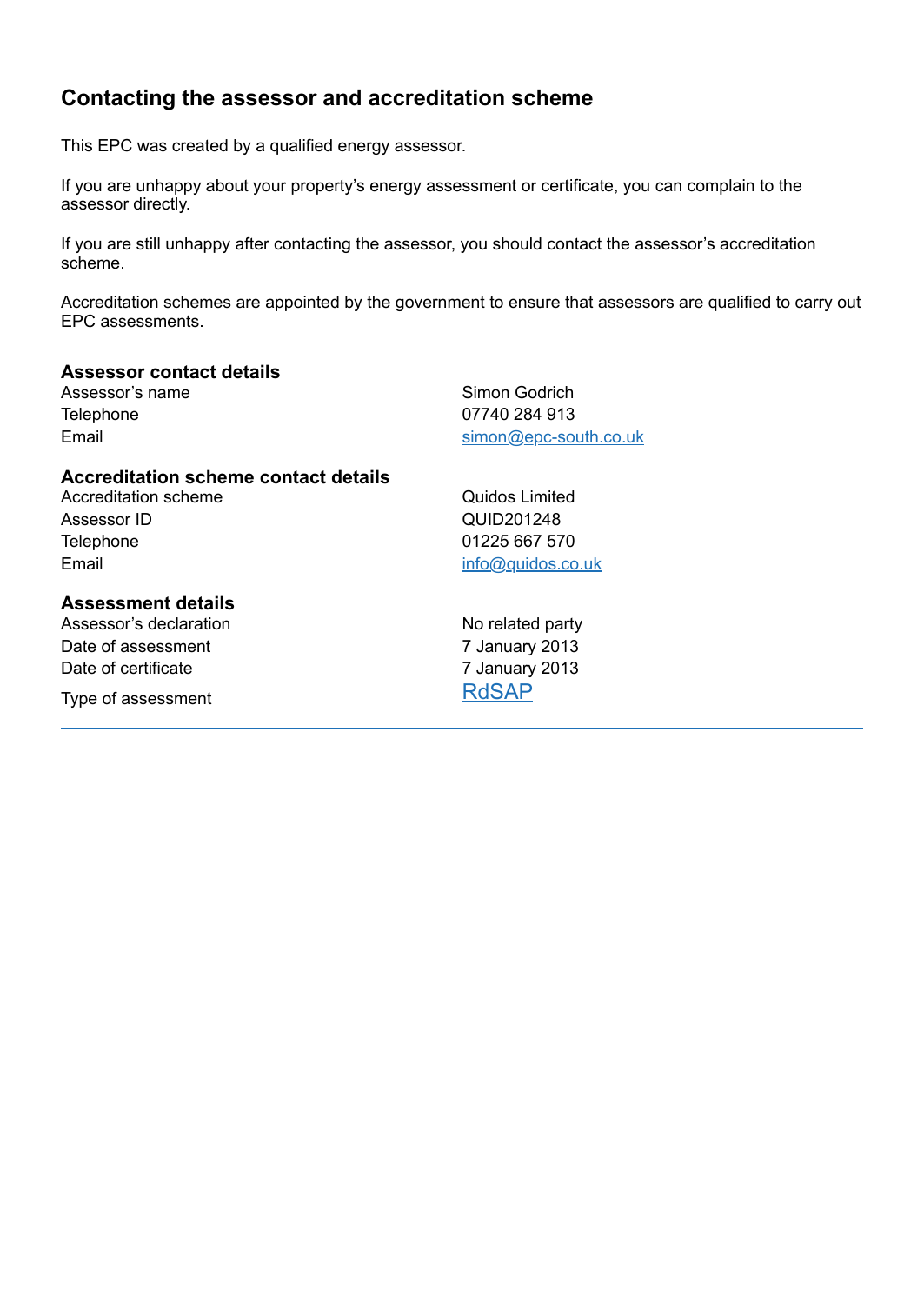## Contacting the assessor and accreditation scheme

This EPC was created by a qualified energy assessor.

If you are unhappy about your property's energy assessment or certificate, you can complain to the assessor directly.

If you are still unhappy after contacting the assessor, you should contact the assessor's accreditation scheme.

Accreditation schemes are appointed by the government to ensure that assessors are qualified to carry out EPC assessments.

### Assessor contact details

| | |
|---|---|
| Assessor's name | Simon Godrich |
| Telephone | 07740 284 913 |
| Email | simon@epc-south.co.uk |

### Accreditation scheme contact details

| | |
|---|---|
| Accreditation scheme | Quidos Limited |
| Assessor ID | QUID201248 |
| Telephone | 01225 667 570 |
| Email | info@quidos.co.uk |

### Assessment details

| | |
|---|---|
| Assessor's declaration | No related party |
| Date of assessment | 7 January 2013 |
| Date of certificate | 7 January 2013 |
| Type of assessment | RdSAP |